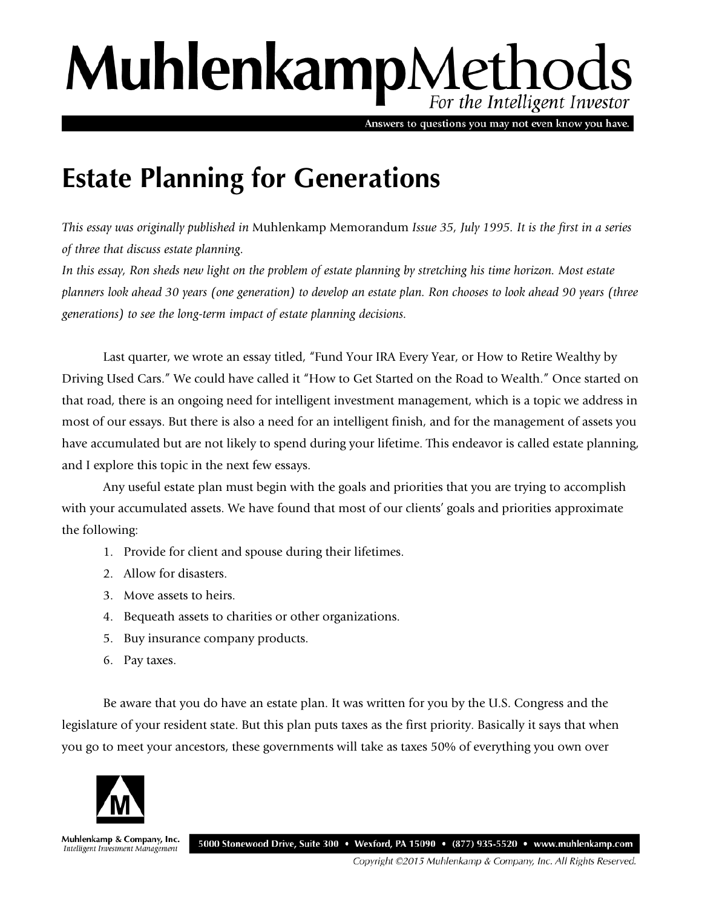# MuhlenkampMethods

*For the Intelligent Investor*

Answers to questions you may not even know you have.

## Estate Planning for Generations

*This essay was originally published in* Muhlenkamp Memorandum *Issue 35, July 1995. It is the first in a series of three that discuss estate planning.*

*In this essay, Ron sheds new light on the problem of estate planning by stretching his time horizon. Most estate planners look ahead 30 years (one generation) to develop an estate plan. Ron chooses to look ahead 90 years (three generations) to see the long-term impact of estate planning decisions.*

Last quarter, we wrote an essay titled, "Fund Your IRA Every Year, or How to Retire Wealthy by Driving Used Cars." We could have called it "How to Get Started on the Road to Wealth." Once started on that road, there is an ongoing need for intelligent investment management, which is a topic we address in most of our essays. But there is also a need for an intelligent finish, and for the management of assets you have accumulated but are not likely to spend during your lifetime. This endeavor is called estate planning, and I explore this topic in the next few essays.

Any useful estate plan must begin with the goals and priorities that you are trying to accomplish with your accumulated assets. We have found that most of our clients' goals and priorities approximate the following:

1. Provide for client and spouse during their lifetimes.
2. Allow for disasters.
3. Move assets to heirs.
4. Bequeath assets to charities or other organizations.
5. Buy insurance company products.
6. Pay taxes.

Be aware that you do have an estate plan. It was written for you by the U.S. Congress and the legislature of your resident state. But this plan puts taxes as the first priority. Basically it says that when you go to meet your ancestors, these governments will take as taxes 50% of everything you own over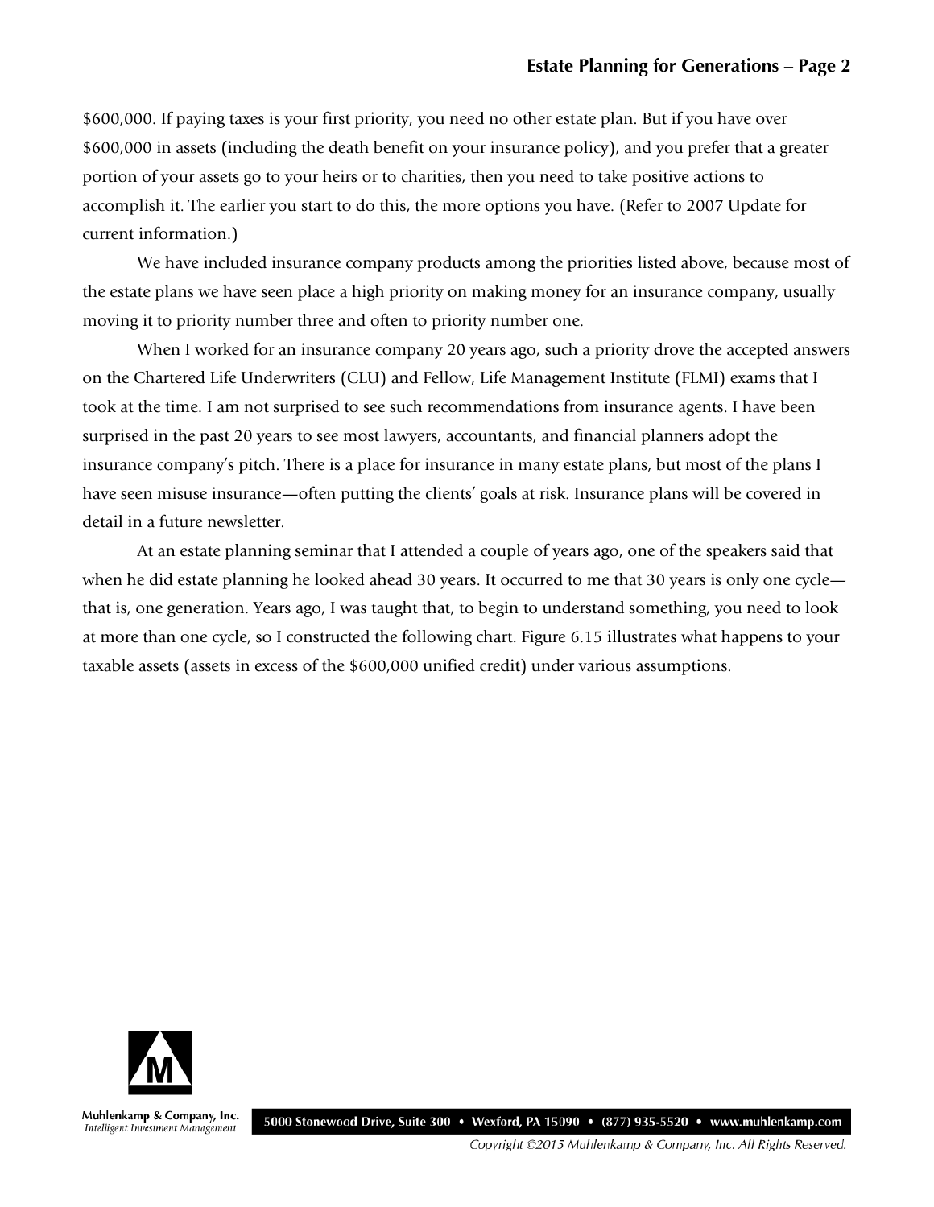$600,000. If paying taxes is your first priority, you need no other estate plan. But if you have over $600,000 in assets (including the death benefit on your insurance policy), and you prefer that a greater portion of your assets go to your heirs or to charities, then you need to take positive actions to accomplish it. The earlier you start to do this, the more options you have. (Refer to 2007 Update for current information.)

We have included insurance company products among the priorities listed above, because most of the estate plans we have seen place a high priority on making money for an insurance company, usually moving it to priority number three and often to priority number one.

When I worked for an insurance company 20 years ago, such a priority drove the accepted answers on the Chartered Life Underwriters (CLU) and Fellow, Life Management Institute (FLMI) exams that I took at the time. I am not surprised to see such recommendations from insurance agents. I have been surprised in the past 20 years to see most lawyers, accountants, and financial planners adopt the insurance company's pitch. There is a place for insurance in many estate plans, but most of the plans I have seen misuse insurance—often putting the clients' goals at risk. Insurance plans will be covered in detail in a future newsletter.

At an estate planning seminar that I attended a couple of years ago, one of the speakers said that when he did estate planning he looked ahead 30 years. It occurred to me that 30 years is only one cycle—that is, one generation. Years ago, I was taught that, to begin to understand something, you need to look at more than one cycle, so I constructed the following chart. Figure 6.15 illustrates what happens to your taxable assets (assets in excess of the $600,000 unified credit) under various assumptions.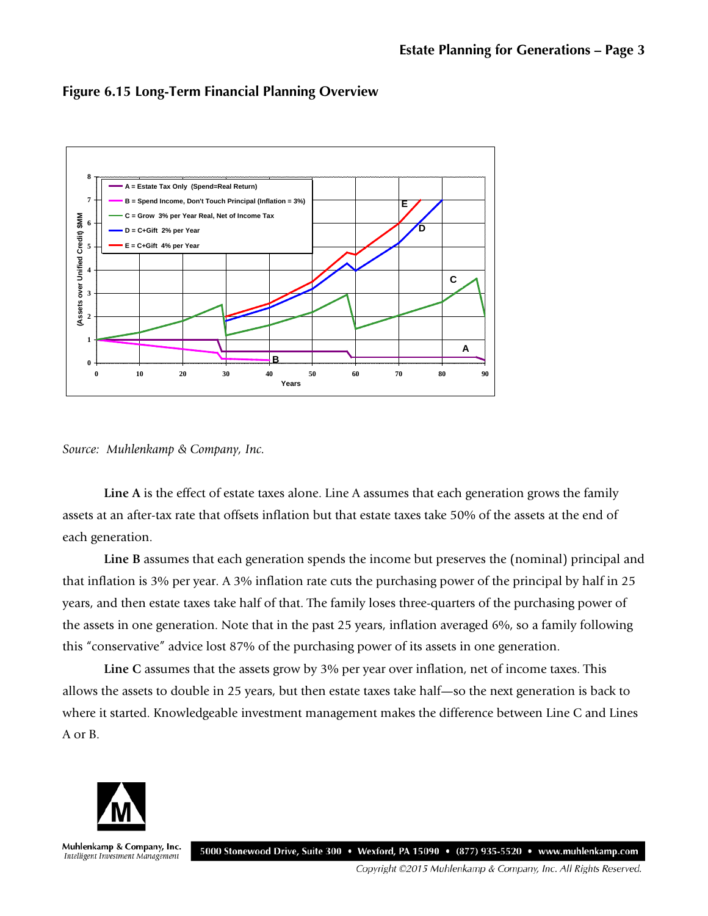## Figure 6.15 Long-Term Financial Planning Overview

*Source: Muhlenkamp & Company, Inc.*

**Line A** is the effect of estate taxes alone. Line A assumes that each generation grows the family assets at an after-tax rate that offsets inflation but that estate taxes take 50% of the assets at the end of each generation.

**Line B** assumes that each generation spends the income but preserves the (nominal) principal and that inflation is 3% per year. A 3% inflation rate cuts the purchasing power of the principal by half in 25 years, and then estate taxes take half of that. The family loses three-quarters of the purchasing power of the assets in one generation. Note that in the past 25 years, inflation averaged 6%, so a family following this "conservative" advice lost 87% of the purchasing power of its assets in one generation.

**Line C** assumes that the assets grow by 3% per year over inflation, net of income taxes. This allows the assets to double in 25 years, but then estate taxes take half—so the next generation is back to where it started. Knowledgeable investment management makes the difference between Line C and Lines A or B.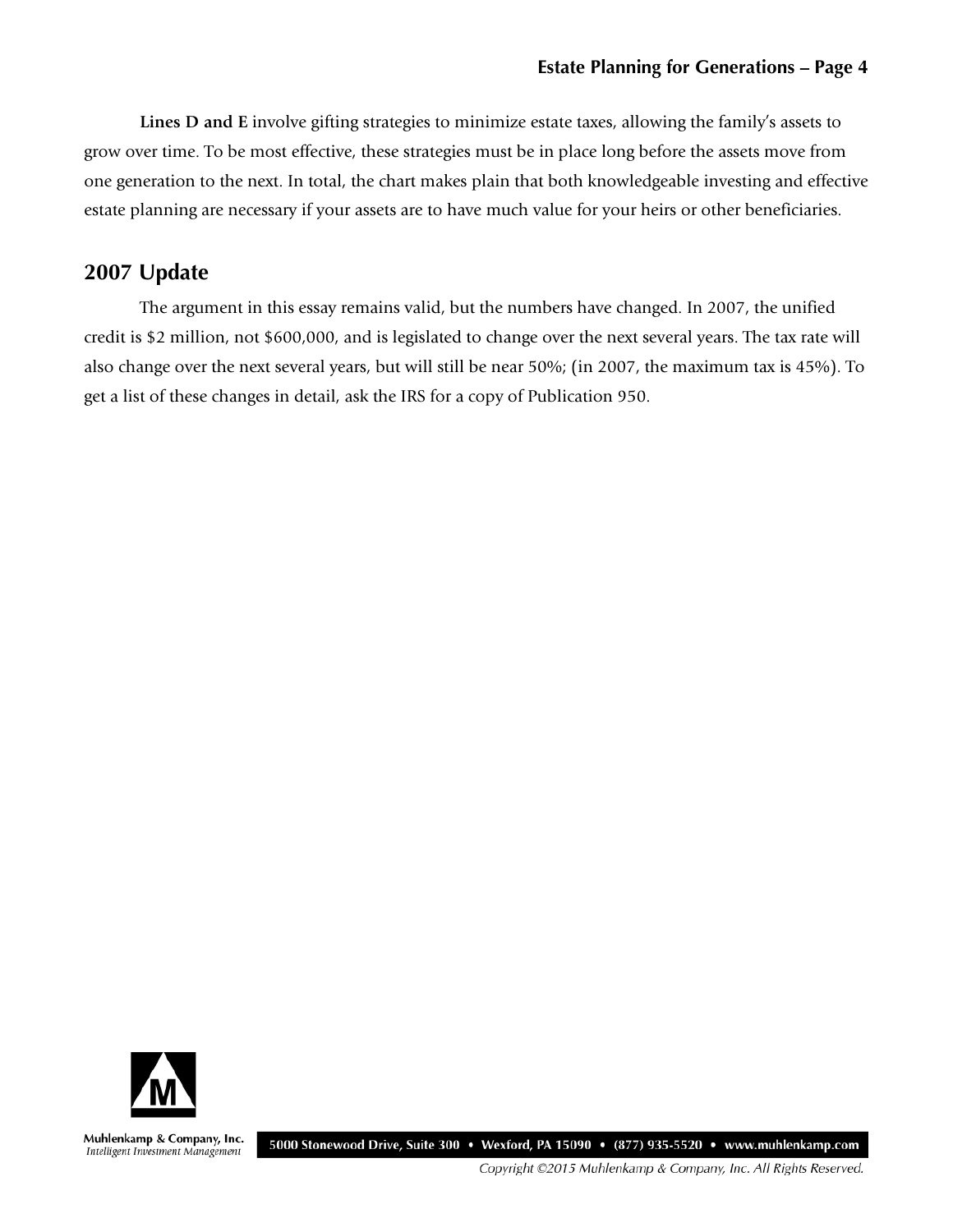**Lines D and E** involve gifting strategies to minimize estate taxes, allowing the family's assets to grow over time. To be most effective, these strategies must be in place long before the assets move from one generation to the next. In total, the chart makes plain that both knowledgeable investing and effective estate planning are necessary if your assets are to have much value for your heirs or other beneficiaries.

## 2007 Update

The argument in this essay remains valid, but the numbers have changed. In 2007, the unified credit is $2 million, not $600,000, and is legislated to change over the next several years. The tax rate will also change over the next several years, but will still be near 50%; (in 2007, the maximum tax is 45%). To get a list of these changes in detail, ask the IRS for a copy of Publication 950.